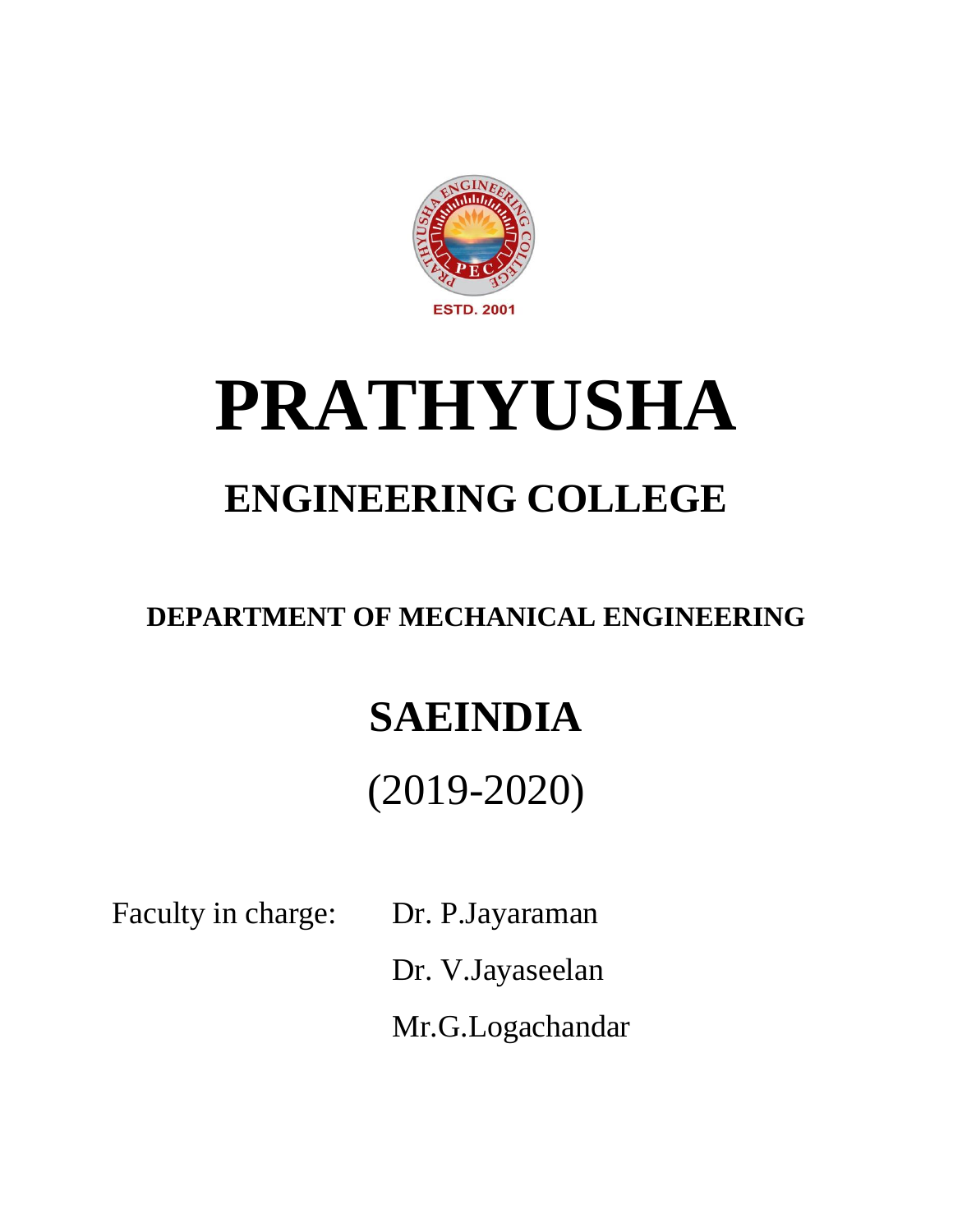ESTD. 2001

# PRATHYUSHA

## ENGINEERING COLLEGE

### DEPARTMENT OF MECHANICAL ENGINEERING

## SAEINDIA

(2019-2020)

Faculty in charge: Dr. P.Jayaraman

Dr. V.Jayaseelan

Mr.G.Logachandar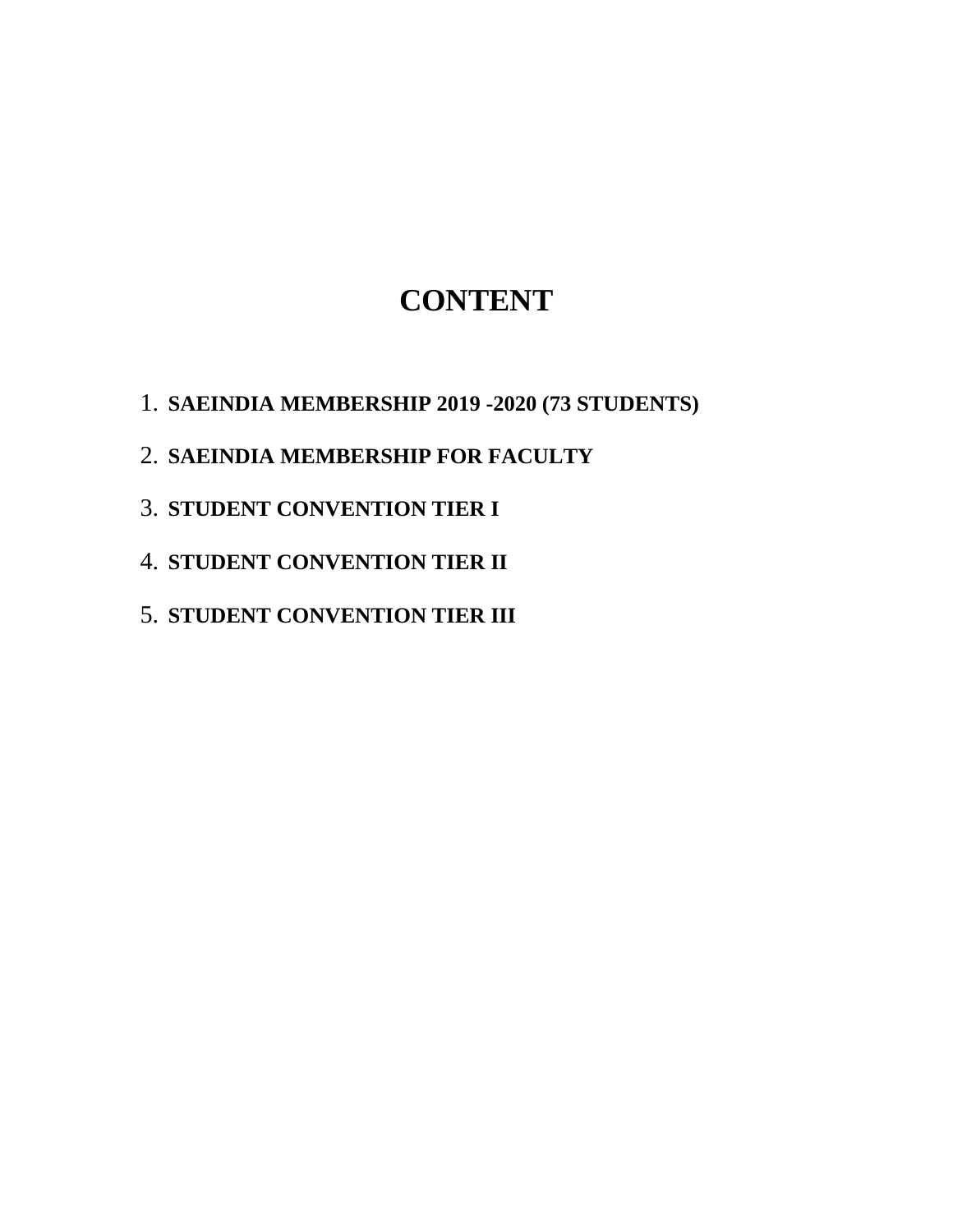# CONTENT

1. **SAEINDIA MEMBERSHIP 2019 -2020 (73 STUDENTS)**
2. **SAEINDIA MEMBERSHIP FOR FACULTY**
3. **STUDENT CONVENTION TIER I**
4. **STUDENT CONVENTION TIER II**
5. **STUDENT CONVENTION TIER III**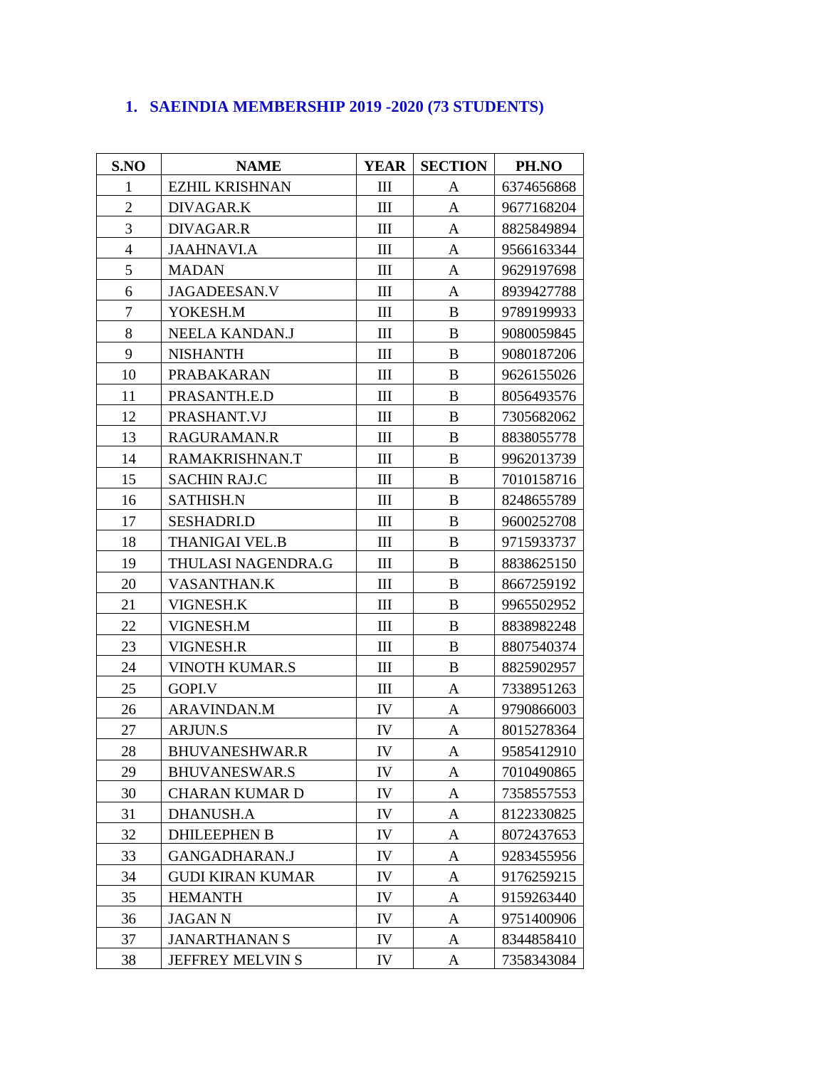1. **SAEINDIA MEMBERSHIP 2019 -2020 (73 STUDENTS)**

| S.NO | NAME | YEAR | SECTION | PH.NO |
|---|---|---|---|---|
| 1 | EZHIL KRISHNAN | III | A | 6374656868 |
| 2 | DIVAGAR.K | III | A | 9677168204 |
| 3 | DIVAGAR.R | III | A | 8825849894 |
| 4 | JAAHNAVI.A | III | A | 9566163344 |
| 5 | MADAN | III | A | 9629197698 |
| 6 | JAGADEESAN.V | III | A | 8939427788 |
| 7 | YOKESH.M | III | B | 9789199933 |
| 8 | NEELA KANDAN.J | III | B | 9080059845 |
| 9 | NISHANTH | III | B | 9080187206 |
| 10 | PRABAKARAN | III | B | 9626155026 |
| 11 | PRASANTH.E.D | III | B | 8056493576 |
| 12 | PRASHANT.VJ | III | B | 7305682062 |
| 13 | RAGURAMAN.R | III | B | 8838055778 |
| 14 | RAMAKRISHNAN.T | III | B | 9962013739 |
| 15 | SACHIN RAJ.C | III | B | 7010158716 |
| 16 | SATHISH.N | III | B | 8248655789 |
| 17 | SESHADRI.D | III | B | 9600252708 |
| 18 | THANIGAI VEL.B | III | B | 9715933737 |
| 19 | THULASI NAGENDRA.G | III | B | 8838625150 |
| 20 | VASANTHAN.K | III | B | 8667259192 |
| 21 | VIGNESH.K | III | B | 9965502952 |
| 22 | VIGNESH.M | III | B | 8838982248 |
| 23 | VIGNESH.R | III | B | 8807540374 |
| 24 | VINOTH KUMAR.S | III | B | 8825902957 |
| 25 | GOPI.V | III | A | 7338951263 |
| 26 | ARAVINDAN.M | IV | A | 9790866003 |
| 27 | ARJUN.S | IV | A | 8015278364 |
| 28 | BHUVANESHWAR.R | IV | A | 9585412910 |
| 29 | BHUVANESWAR.S | IV | A | 7010490865 |
| 30 | CHARAN KUMAR D | IV | A | 7358557553 |
| 31 | DHANUSH.A | IV | A | 8122330825 |
| 32 | DHILEEPHEN B | IV | A | 8072437653 |
| 33 | GANGADHARAN.J | IV | A | 9283455956 |
| 34 | GUDI KIRAN KUMAR | IV | A | 9176259215 |
| 35 | HEMANTH | IV | A | 9159263440 |
| 36 | JAGAN N | IV | A | 9751400906 |
| 37 | JANARTHANAN S | IV | A | 8344858410 |
| 38 | JEFFREY MELVIN S | IV | A | 7358343084 |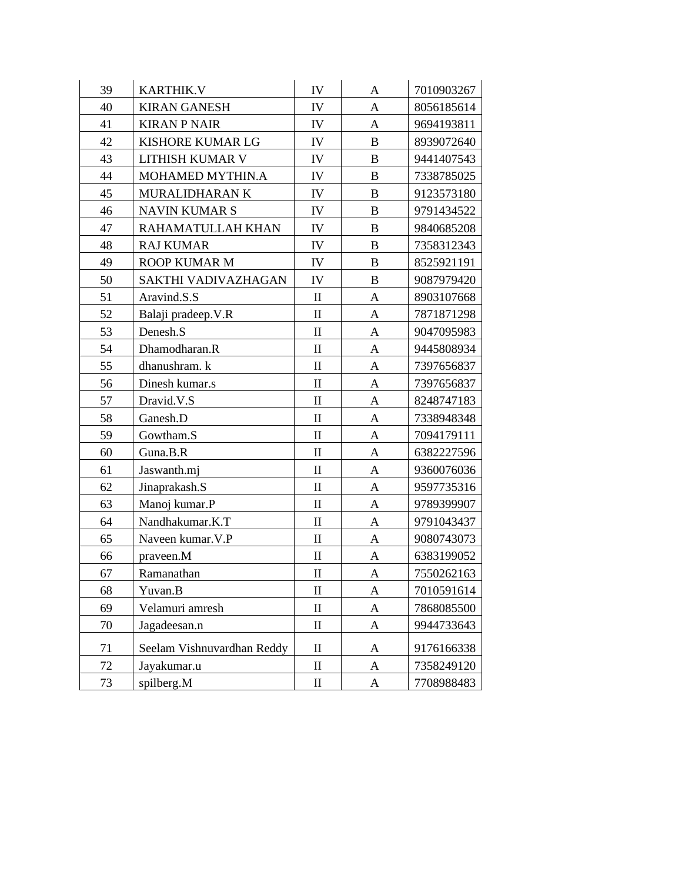| 39 | KARTHIK.V | IV | A | 7010903267 |
|---|---|---|---|---|
| 40 | KIRAN GANESH | IV | A | 8056185614 |
| 41 | KIRAN P NAIR | IV | A | 9694193811 |
| 42 | KISHORE KUMAR LG | IV | B | 8939072640 |
| 43 | LITHISH KUMAR V | IV | B | 9441407543 |
| 44 | MOHAMED MYTHIN.A | IV | B | 7338785025 |
| 45 | MURALIDHARAN K | IV | B | 9123573180 |
| 46 | NAVIN KUMAR S | IV | B | 9791434522 |
| 47 | RAHAMATULLAH KHAN | IV | B | 9840685208 |
| 48 | RAJ KUMAR | IV | B | 7358312343 |
| 49 | ROOP KUMAR M | IV | B | 8525921191 |
| 50 | SAKTHI VADIVAZHAGAN | IV | B | 9087979420 |
| 51 | Aravind.S.S | II | A | 8903107668 |
| 52 | Balaji pradeep.V.R | II | A | 7871871298 |
| 53 | Denesh.S | II | A | 9047095983 |
| 54 | Dhamodharan.R | II | A | 9445808934 |
| 55 | dhanushram. k | II | A | 7397656837 |
| 56 | Dinesh kumar.s | II | A | 7397656837 |
| 57 | Dravid.V.S | II | A | 8248747183 |
| 58 | Ganesh.D | II | A | 7338948348 |
| 59 | Gowtham.S | II | A | 7094179111 |
| 60 | Guna.B.R | II | A | 6382227596 |
| 61 | Jaswanth.mj | II | A | 9360076036 |
| 62 | Jinaprakash.S | II | A | 9597735316 |
| 63 | Manoj kumar.P | II | A | 9789399907 |
| 64 | Nandhakumar.K.T | II | A | 9791043437 |
| 65 | Naveen kumar.V.P | II | A | 9080743073 |
| 66 | praveen.M | II | A | 6383199052 |
| 67 | Ramanathan | II | A | 7550262163 |
| 68 | Yuvan.B | II | A | 7010591614 |
| 69 | Velamuri amresh | II | A | 7868085500 |
| 70 | Jagadeesan.n | II | A | 9944733643 |
| 71 | Seelam Vishnuvardhan Reddy | II | A | 9176166338 |
| 72 | Jayakumar.u | II | A | 7358249120 |
| 73 | spilberg.M | II | A | 7708988483 |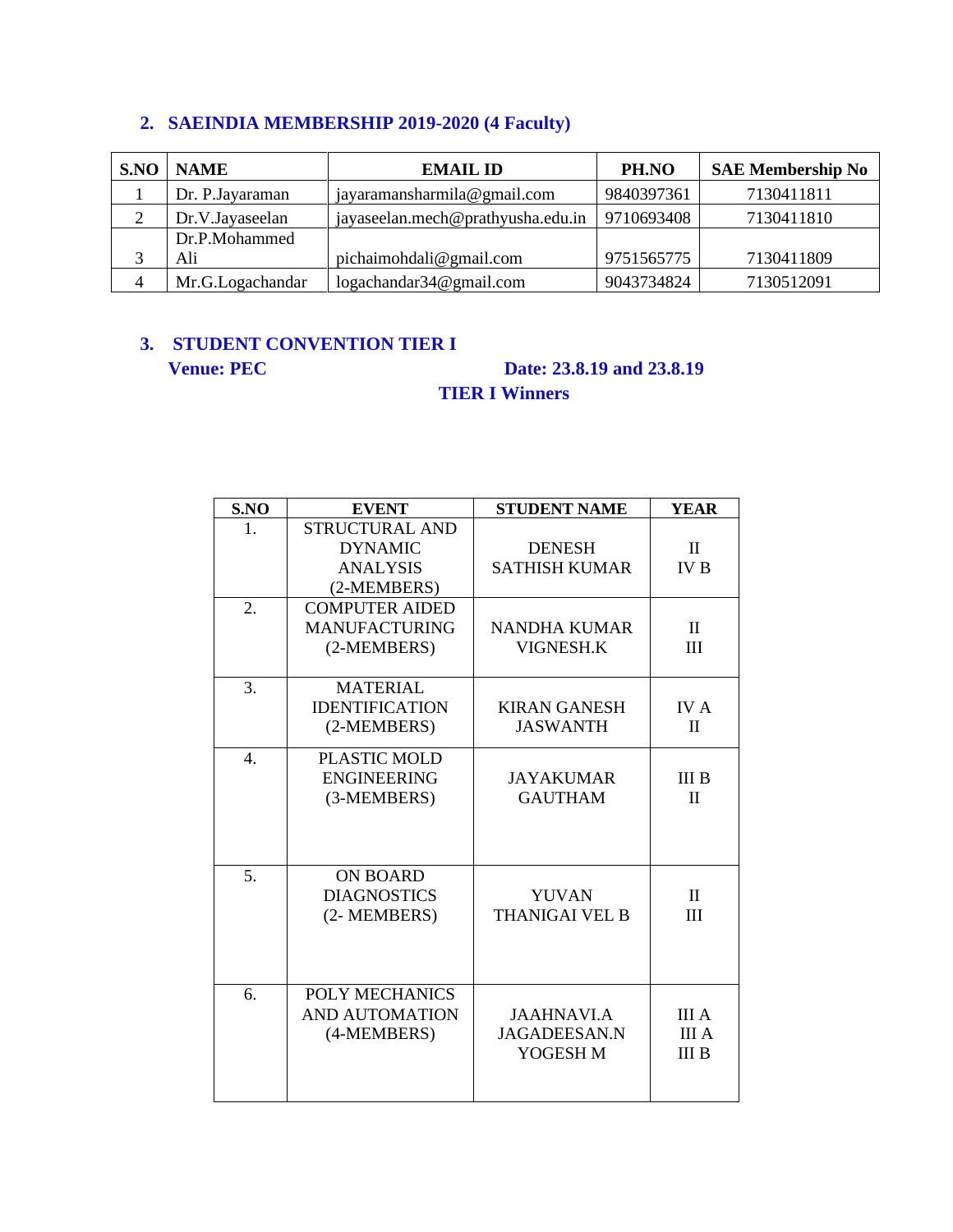## 2. SAEINDIA MEMBERSHIP 2019-2020 (4 Faculty)

| S.NO | NAME | EMAIL ID | PH.NO | SAE Membership No |
|---|---|---|---|---|
| 1 | Dr. P.Jayaraman | jayaramansharmila@gmail.com | 9840397361 | 7130411811 |
| 2 | Dr.V.Jayaseelan | jayaseelan.mech@prathyusha.edu.in | 9710693408 | 7130411810 |
| 3 | Dr.P.Mohammed Ali | pichaimohdali@gmail.com | 9751565775 | 7130411809 |
| 4 | Mr.G.Logachandar | logachandar34@gmail.com | 9043734824 | 7130512091 |

## 3. STUDENT CONVENTION TIER I

**Venue: PEC** **Date: 23.8.19 and 23.8.19**

**TIER I Winners**

| S.NO | EVENT | STUDENT NAME | YEAR |
|---|---|---|---|
| 1. | STRUCTURAL AND DYNAMIC ANALYSIS (2-MEMBERS) | DENESH<br>SATHISH KUMAR | II<br>IV B |
| 2. | COMPUTER AIDED MANUFACTURING (2-MEMBERS) | NANDHA KUMAR<br>VIGNESH.K | II<br>III |
| 3. | MATERIAL IDENTIFICATION (2-MEMBERS) | KIRAN GANESH<br>JASWANTH | IV A<br>II |
| 4. | PLASTIC MOLD ENGINEERING (3-MEMBERS) | JAYAKUMAR<br>GAUTHAM | III B<br>II |
| 5. | ON BOARD DIAGNOSTICS (2- MEMBERS) | YUVAN<br>THANIGAI VEL B | II<br>III |
| 6. | POLY MECHANICS AND AUTOMATION (4-MEMBERS) | JAAHNAVI.A<br>JAGADEESAN.N<br>YOGESH M | III A<br>III A<br>III B |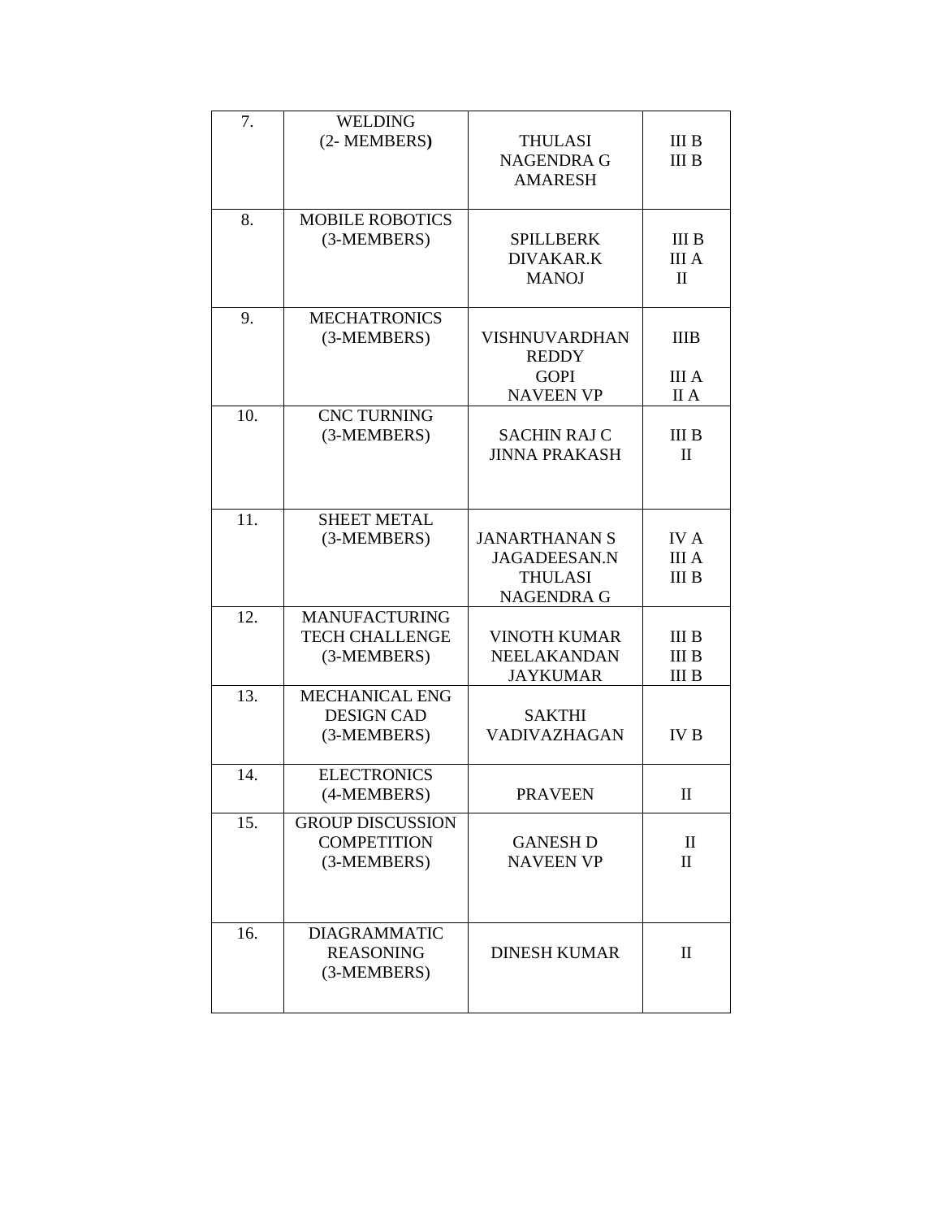| 7. | WELDING (2- MEMBERS) | THULASI<br>NAGENDRA G<br>AMARESH | III B<br>III B |
|---|---|---|---|
| 8. | MOBILE ROBOTICS (3-MEMBERS) | SPILLBERK<br>DIVAKAR.K<br>MANOJ | III B<br>III A<br>II |
| 9. | MECHATRONICS (3-MEMBERS) | VISHNUVARDHAN REDDY<br>GOPI<br>NAVEEN VP | IIIB<br>III A<br>II A |
| 10. | CNC TURNING (3-MEMBERS) | SACHIN RAJ C<br>JINNA PRAKASH | III B<br>II |
| 11. | SHEET METAL (3-MEMBERS) | JANARTHANAN S<br>JAGADEESAN.N<br>THULASI<br>NAGENDRA G | IV A<br>III A<br>III B |
| 12. | MANUFACTURING TECH CHALLENGE (3-MEMBERS) | VINOTH KUMAR<br>NEELAKANDAN<br>JAYKUMAR | III B<br>III B<br>III B |
| 13. | MECHANICAL ENG DESIGN CAD (3-MEMBERS) | SAKTHI VADIVAZHAGAN | IV B |
| 14. | ELECTRONICS (4-MEMBERS) | PRAVEEN | II |
| 15. | GROUP DISCUSSION COMPETITION (3-MEMBERS) | GANESH D<br>NAVEEN VP | II<br>II |
| 16. | DIAGRAMMATIC REASONING (3-MEMBERS) | DINESH KUMAR | II |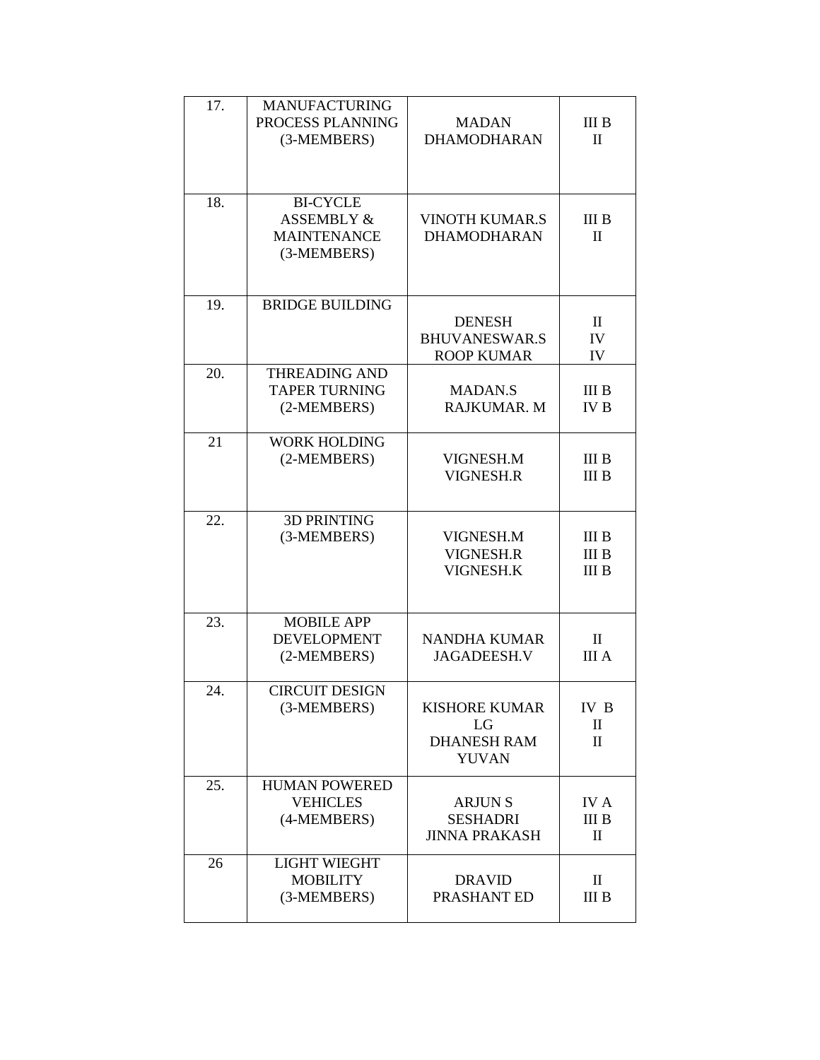| 17. | MANUFACTURING PROCESS PLANNING (3-MEMBERS) | MADAN<br>DHAMODHARAN | III B<br>II |
|---|---|---|---|
| 18. | BI-CYCLE ASSEMBLY & MAINTENANCE (3-MEMBERS) | VINOTH KUMAR.S<br>DHAMODHARAN | III B<br>II |
| 19. | BRIDGE BUILDING | DENESH<br>BHUVANESWAR.S<br>ROOP KUMAR | II<br>IV<br>IV |
| 20. | THREADING AND TAPER TURNING (2-MEMBERS) | MADAN.S<br>RAJKUMAR. M | III B<br>IV B |
| 21 | WORK HOLDING (2-MEMBERS) | VIGNESH.M<br>VIGNESH.R | III B<br>III B |
| 22. | 3D PRINTING (3-MEMBERS) | VIGNESH.M<br>VIGNESH.R<br>VIGNESH.K | III B<br>III B<br>III B |
| 23. | MOBILE APP DEVELOPMENT (2-MEMBERS) | NANDHA KUMAR<br>JAGADEESH.V | II<br>III A |
| 24. | CIRCUIT DESIGN (3-MEMBERS) | KISHORE KUMAR<br>LG<br>DHANESH RAM<br>YUVAN | IV B<br>II<br>II |
| 25. | HUMAN POWERED VEHICLES (4-MEMBERS) | ARJUN S<br>SESHADRI<br>JINNA PRAKASH | IV A<br>III B<br>II |
| 26 | LIGHT WIEGHT MOBILITY (3-MEMBERS) | DRAVID<br>PRASHANT ED | II<br>III B |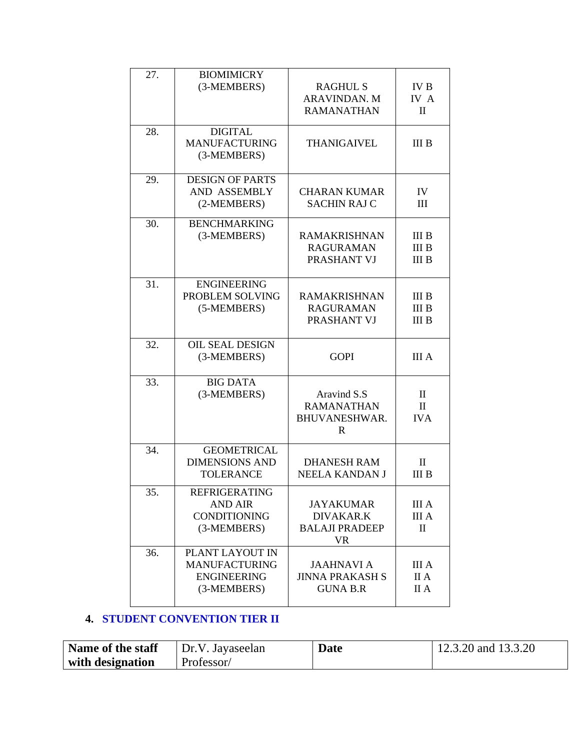| 27. | BIOMIMICRY (3-MEMBERS) | RAGHUL S<br>ARAVINDAN. M<br>RAMANATHAN | IV B<br>IV A<br>II |
|---|---|---|---|
| 28. | DIGITAL MANUFACTURING (3-MEMBERS) | THANIGAIVEL | III B |
| 29. | DESIGN OF PARTS AND ASSEMBLY (2-MEMBERS) | CHARAN KUMAR<br>SACHIN RAJ C | IV<br>III |
| 30. | BENCHMARKING (3-MEMBERS) | RAMAKRISHNAN<br>RAGURAMAN<br>PRASHANT VJ | III B<br>III B<br>III B |
| 31. | ENGINEERING PROBLEM SOLVING (5-MEMBERS) | RAMAKRISHNAN<br>RAGURAMAN<br>PRASHANT VJ | III B<br>III B<br>III B |
| 32. | OIL SEAL DESIGN (3-MEMBERS) | GOPI | III A |
| 33. | BIG DATA (3-MEMBERS) | Aravind S.S<br>RAMANATHAN<br>BHUVANESHWAR. R | II<br>II<br>IVA |
| 34. | GEOMETRICAL DIMENSIONS AND TOLERANCE | DHANESH RAM<br>NEELA KANDAN J | II<br>III B |
| 35. | REFRIGERATING AND AIR CONDITIONING (3-MEMBERS) | JAYAKUMAR<br>DIVAKAR.K<br>BALAJI PRADEEP VR | III A<br>III A<br>II |
| 36. | PLANT LAYOUT IN MANUFACTURING ENGINEERING (3-MEMBERS) | JAAHNAVI A<br>JINNA PRAKASH S<br>GUNA B.R | III A<br>II A<br>II A |

## 4. STUDENT CONVENTION TIER II

| **Name of the staff with designation** | Dr.V. Jayaseelan Professor/ | **Date** | 12.3.20 and 13.3.20 |
|---|---|---|---|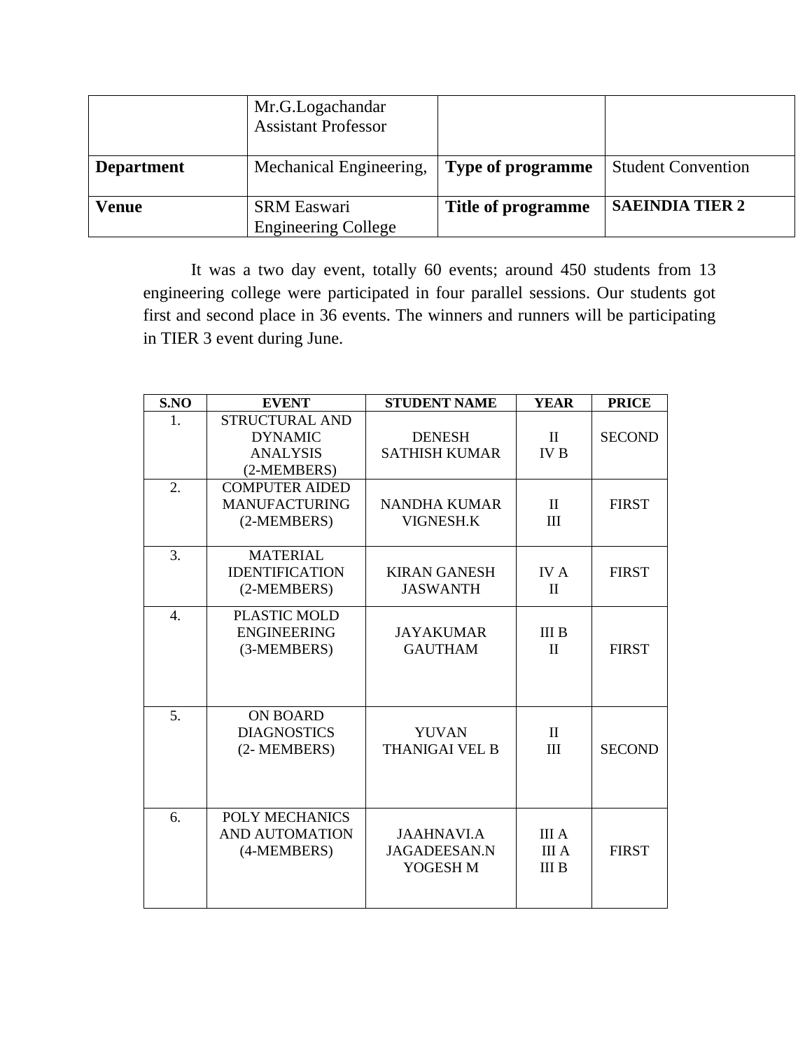| | Mr.G.Logachandar<br>Assistant Professor | | |
|---|---|---|---|
| **Department** | Mechanical Engineering, | **Type of programme** | Student Convention |
| **Venue** | SRM Easwari Engineering College | **Title of programme** | **SAEINDIA TIER 2** |

It was a two day event, totally 60 events; around 450 students from 13 engineering college were participated in four parallel sessions. Our students got first and second place in 36 events. The winners and runners will be participating in TIER 3 event during June.

| S.NO | EVENT | STUDENT NAME | YEAR | PRICE |
|---|---|---|---|---|
| 1. | STRUCTURAL AND DYNAMIC ANALYSIS (2-MEMBERS) | DENESH<br>SATHISH KUMAR | II<br>IV B | SECOND |
| 2. | COMPUTER AIDED MANUFACTURING (2-MEMBERS) | NANDHA KUMAR<br>VIGNESH.K | II<br>III | FIRST |
| 3. | MATERIAL IDENTIFICATION (2-MEMBERS) | KIRAN GANESH<br>JASWANTH | IV A<br>II | FIRST |
| 4. | PLASTIC MOLD ENGINEERING (3-MEMBERS) | JAYAKUMAR<br>GAUTHAM | III B<br>II | FIRST |
| 5. | ON BOARD DIAGNOSTICS (2- MEMBERS) | YUVAN<br>THANIGAI VEL B | II<br>III | SECOND |
| 6. | POLY MECHANICS AND AUTOMATION (4-MEMBERS) | JAAHNAVI.A<br>JAGADEESAN.N<br>YOGESH M | III A<br>III A<br>III B | FIRST |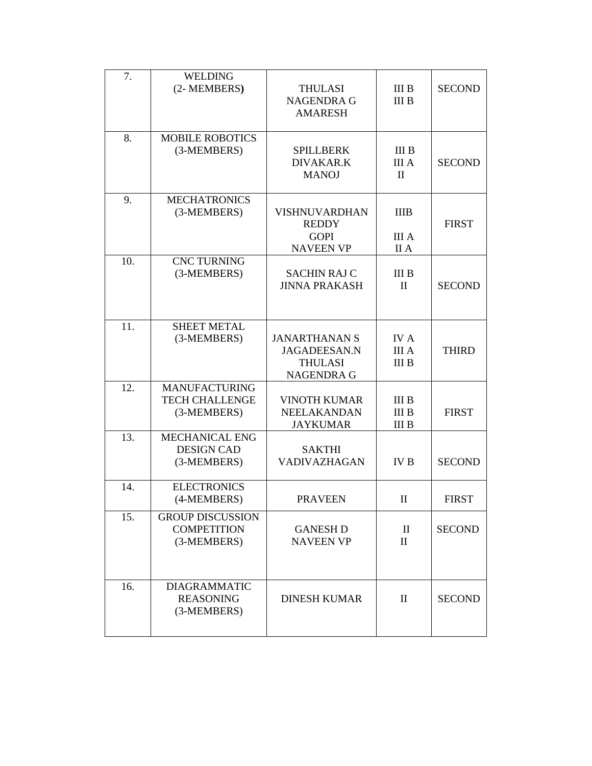| 7. | WELDING (2- MEMBERS) | THULASI NAGENDRA G AMARESH | III B III B | SECOND |
|---|---|---|---|---|
| 8. | MOBILE ROBOTICS (3-MEMBERS) | SPILLBERK DIVAKAR.K MANOJ | III B III A II | SECOND |
| 9. | MECHATRONICS (3-MEMBERS) | VISHNUVARDHAN REDDY GOPI NAVEEN VP | IIIB III A II A | FIRST |
| 10. | CNC TURNING (3-MEMBERS) | SACHIN RAJ C JINNA PRAKASH | III B II | SECOND |
| 11. | SHEET METAL (3-MEMBERS) | JANARTHANAN S JAGADEESAN.N THULASI NAGENDRA G | IV A III A III B | THIRD |
| 12. | MANUFACTURING TECH CHALLENGE (3-MEMBERS) | VINOTH KUMAR NEELAKANDAN JAYKUMAR | III B III B III B | FIRST |
| 13. | MECHANICAL ENG DESIGN CAD (3-MEMBERS) | SAKTHI VADIVAZHAGAN | IV B | SECOND |
| 14. | ELECTRONICS (4-MEMBERS) | PRAVEEN | II | FIRST |
| 15. | GROUP DISCUSSION COMPETITION (3-MEMBERS) | GANESH D NAVEEN VP | II II | SECOND |
| 16. | DIAGRAMMATIC REASONING (3-MEMBERS) | DINESH KUMAR | II | SECOND |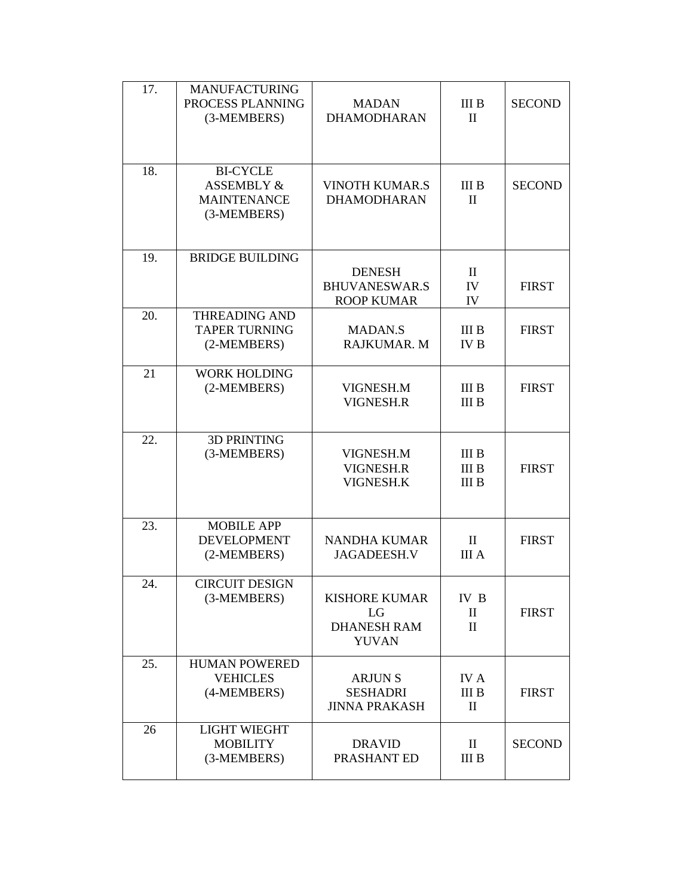| 17. | MANUFACTURING PROCESS PLANNING (3-MEMBERS) | MADAN<br>DHAMODHARAN | III B<br>II | SECOND |
|---|---|---|---|---|
| 18. | BI-CYCLE ASSEMBLY & MAINTENANCE (3-MEMBERS) | VINOTH KUMAR.S<br>DHAMODHARAN | III B<br>II | SECOND |
| 19. | BRIDGE BUILDING | DENESH<br>BHUVANESWAR.S<br>ROOP KUMAR | II<br>IV<br>IV | FIRST |
| 20. | THREADING AND TAPER TURNING (2-MEMBERS) | MADAN.S<br>RAJKUMAR. M | III B<br>IV B | FIRST |
| 21 | WORK HOLDING (2-MEMBERS) | VIGNESH.M<br>VIGNESH.R | III B<br>III B | FIRST |
| 22. | 3D PRINTING (3-MEMBERS) | VIGNESH.M<br>VIGNESH.R<br>VIGNESH.K | III B<br>III B<br>III B | FIRST |
| 23. | MOBILE APP DEVELOPMENT (2-MEMBERS) | NANDHA KUMAR<br>JAGADEESH.V | II<br>III A | FIRST |
| 24. | CIRCUIT DESIGN (3-MEMBERS) | KISHORE KUMAR LG<br>DHANESH RAM<br>YUVAN | IV B<br>II<br>II | FIRST |
| 25. | HUMAN POWERED VEHICLES (4-MEMBERS) | ARJUN S<br>SESHADRI<br>JINNA PRAKASH | IV A<br>III B<br>II | FIRST |
| 26 | LIGHT WIEGHT MOBILITY (3-MEMBERS) | DRAVID<br>PRASHANT ED | II<br>III B | SECOND |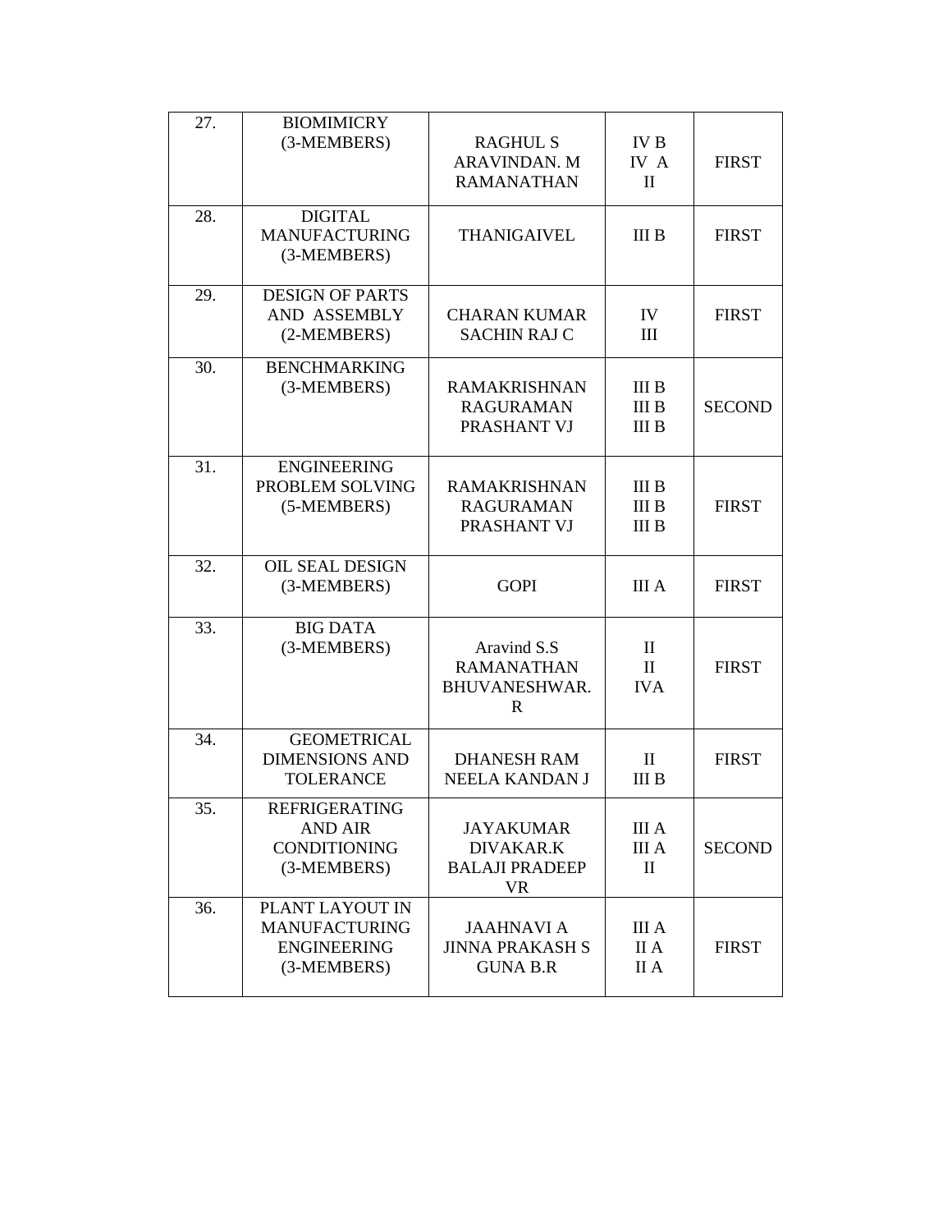| | | | | |
|---|---|---|---|---|
| 27. | BIOMIMICRY (3-MEMBERS) | RAGHUL S<br>ARAVINDAN. M<br>RAMANATHAN | IV B<br>IV A<br>II | FIRST |
| 28. | DIGITAL MANUFACTURING (3-MEMBERS) | THANIGAIVEL | III B | FIRST |
| 29. | DESIGN OF PARTS AND ASSEMBLY (2-MEMBERS) | CHARAN KUMAR<br>SACHIN RAJ C | IV<br>III | FIRST |
| 30. | BENCHMARKING (3-MEMBERS) | RAMAKRISHNAN<br>RAGURAMAN<br>PRASHANT VJ | III B<br>III B<br>III B | SECOND |
| 31. | ENGINEERING PROBLEM SOLVING (5-MEMBERS) | RAMAKRISHNAN<br>RAGURAMAN<br>PRASHANT VJ | III B<br>III B<br>III B | FIRST |
| 32. | OIL SEAL DESIGN (3-MEMBERS) | GOPI | III A | FIRST |
| 33. | BIG DATA (3-MEMBERS) | Aravind S.S<br>RAMANATHAN<br>BHUVANESHWAR. R | II<br>II<br>IVA | FIRST |
| 34. | GEOMETRICAL DIMENSIONS AND TOLERANCE | DHANESH RAM<br>NEELA KANDAN J | II<br>III B | FIRST |
| 35. | REFRIGERATING AND AIR CONDITIONING (3-MEMBERS) | JAYAKUMAR<br>DIVAKAR.K<br>BALAJI PRADEEP VR | III A<br>III A<br>II | SECOND |
| 36. | PLANT LAYOUT IN MANUFACTURING ENGINEERING (3-MEMBERS) | JAAHNAVI A<br>JINNA PRAKASH S<br>GUNA B.R | III A<br>II A<br>II A | FIRST |